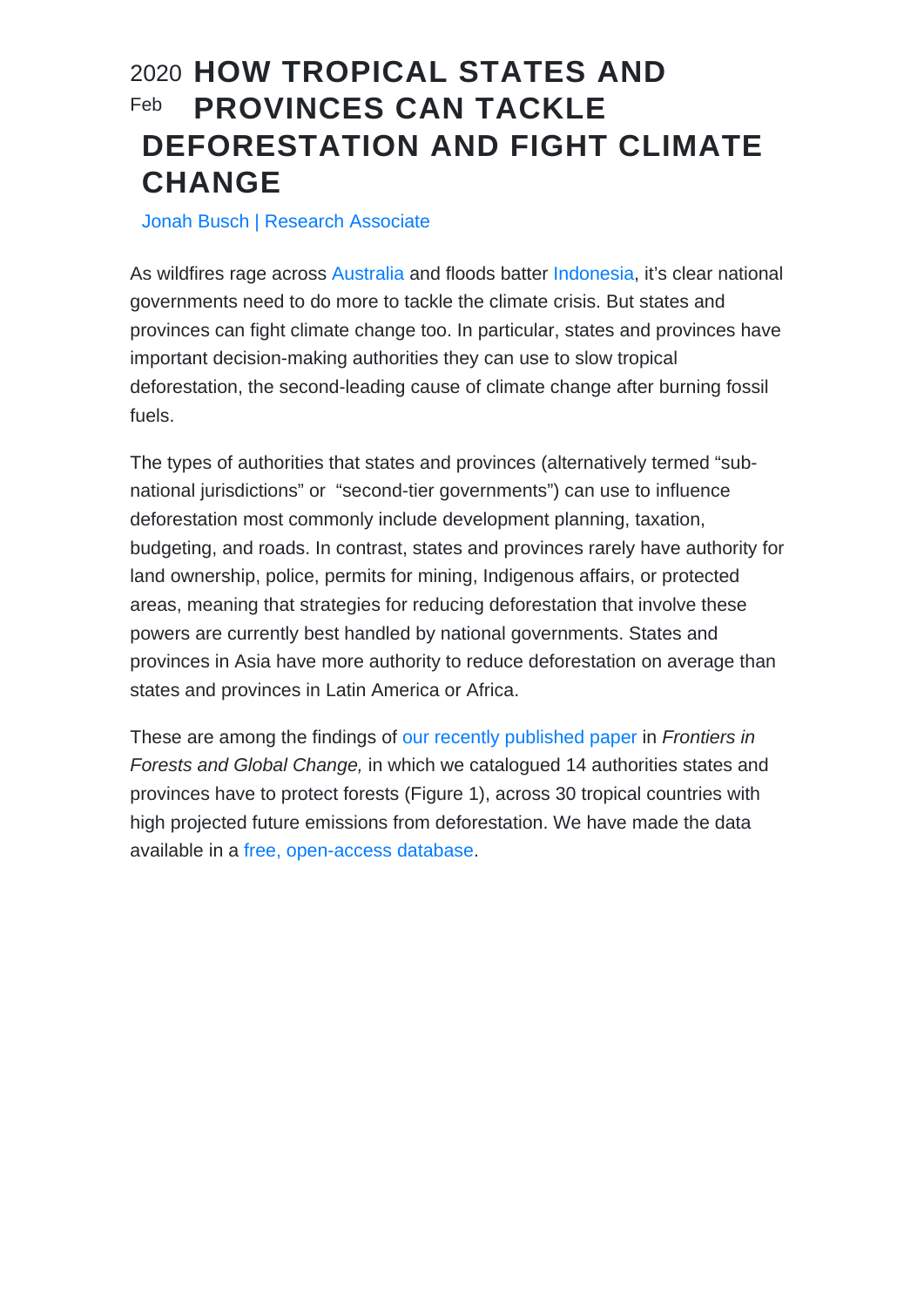2020 Feb

# HOW TROPICAL STATES AND PROVINCES CAN TACKLE DEFORESTATION AND FIGHT CLIMATE CHANGE

Jonah Busch | Research Associate

As wildfires rage across Australia and floods batter Indonesia, it's clear national governments need to do more to tackle the climate crisis. But states and provinces can fight climate change too. In particular, states and provinces have important decision-making authorities they can use to slow tropical deforestation, the second-leading cause of climate change after burning fossil fuels.

The types of authorities that states and provinces (alternatively termed "sub-national jurisdictions" or "second-tier governments") can use to influence deforestation most commonly include development planning, taxation, budgeting, and roads. In contrast, states and provinces rarely have authority for land ownership, police, permits for mining, Indigenous affairs, or protected areas, meaning that strategies for reducing deforestation that involve these powers are currently best handled by national governments. States and provinces in Asia have more authority to reduce deforestation on average than states and provinces in Latin America or Africa.

These are among the findings of our recently published paper in *Frontiers in Forests and Global Change,* in which we catalogued 14 authorities states and provinces have to protect forests (Figure 1), across 30 tropical countries with high projected future emissions from deforestation. We have made the data available in a free, open-access database.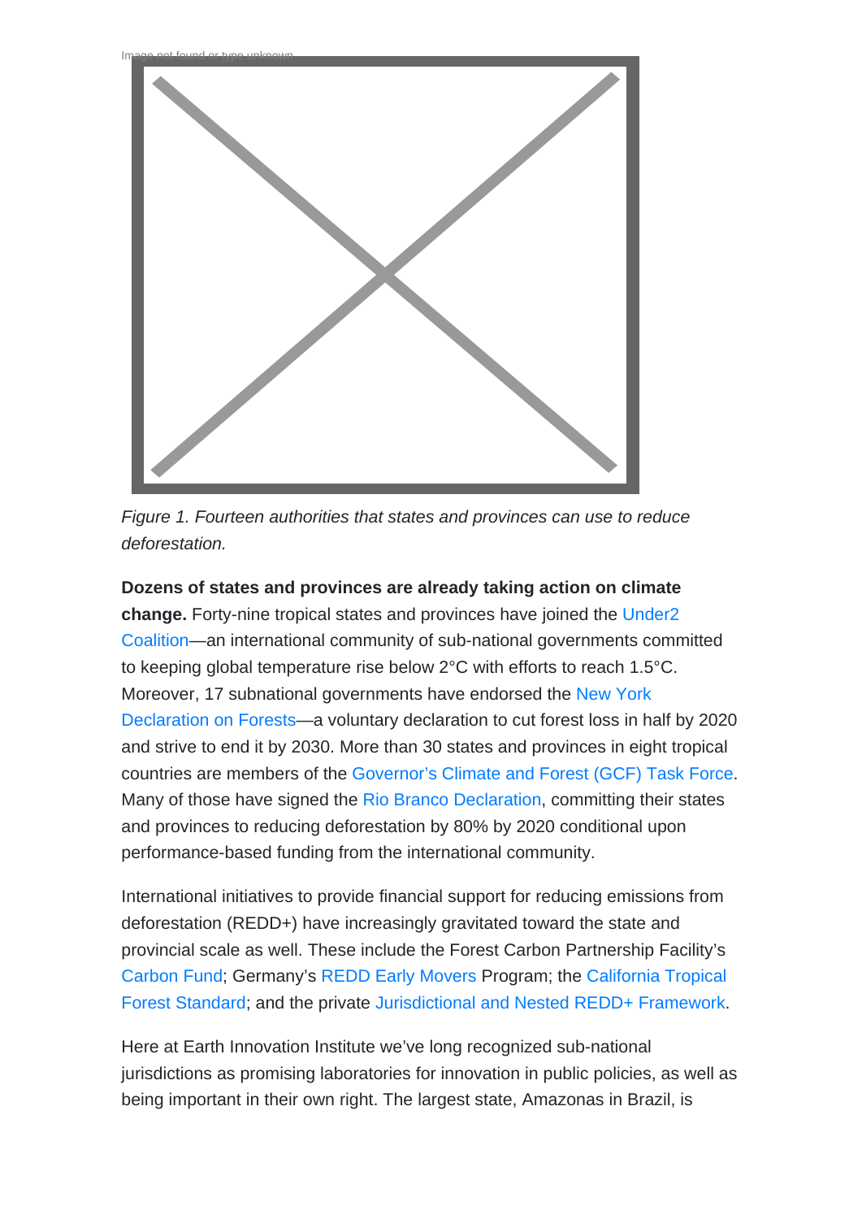Image not found or type unknown

*Figure 1. Fourteen authorities that states and provinces can use to reduce deforestation.*

**Dozens of states and provinces are already taking action on climate change.** Forty-nine tropical states and provinces have joined the Under2 Coalition—an international community of sub-national governments committed to keeping global temperature rise below 2°C with efforts to reach 1.5°C. Moreover, 17 subnational governments have endorsed the New York Declaration on Forests—a voluntary declaration to cut forest loss in half by 2020 and strive to end it by 2030. More than 30 states and provinces in eight tropical countries are members of the Governor's Climate and Forest (GCF) Task Force. Many of those have signed the Rio Branco Declaration, committing their states and provinces to reducing deforestation by 80% by 2020 conditional upon performance-based funding from the international community.

International initiatives to provide financial support for reducing emissions from deforestation (REDD+) have increasingly gravitated toward the state and provincial scale as well. These include the Forest Carbon Partnership Facility's Carbon Fund; Germany's REDD Early Movers Program; the California Tropical Forest Standard; and the private Jurisdictional and Nested REDD+ Framework.

Here at Earth Innovation Institute we've long recognized sub-national jurisdictions as promising laboratories for innovation in public policies, as well as being important in their own right. The largest state, Amazonas in Brazil, is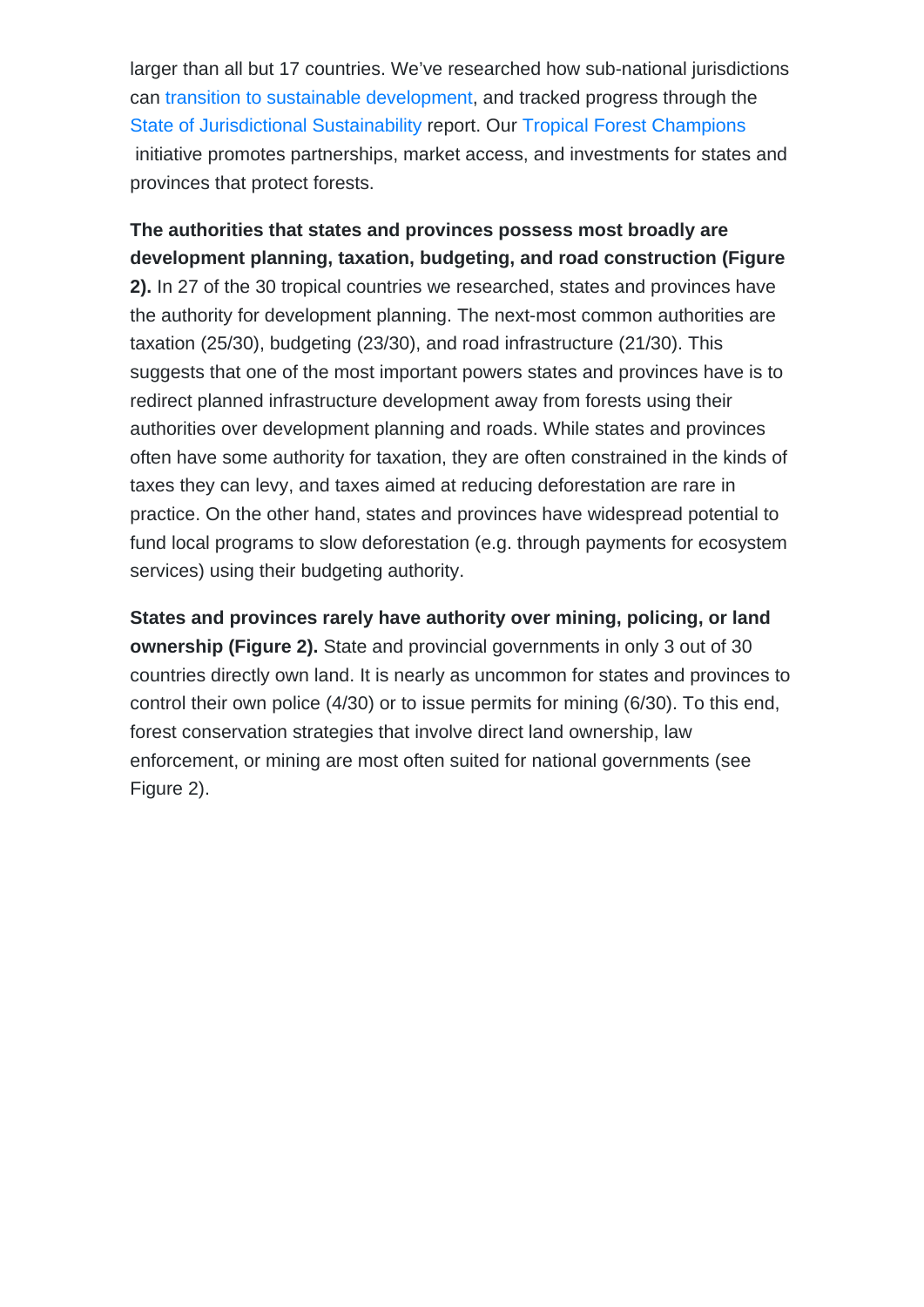larger than all but 17 countries. We've researched how sub-national jurisdictions can transition to sustainable development, and tracked progress through the State of Jurisdictional Sustainability report. Our Tropical Forest Champions initiative promotes partnerships, market access, and investments for states and provinces that protect forests.

**The authorities that states and provinces possess most broadly are development planning, taxation, budgeting, and road construction (Figure 2).** In 27 of the 30 tropical countries we researched, states and provinces have the authority for development planning. The next-most common authorities are taxation (25/30), budgeting (23/30), and road infrastructure (21/30). This suggests that one of the most important powers states and provinces have is to redirect planned infrastructure development away from forests using their authorities over development planning and roads. While states and provinces often have some authority for taxation, they are often constrained in the kinds of taxes they can levy, and taxes aimed at reducing deforestation are rare in practice. On the other hand, states and provinces have widespread potential to fund local programs to slow deforestation (e.g. through payments for ecosystem services) using their budgeting authority.

**States and provinces rarely have authority over mining, policing, or land ownership (Figure 2).** State and provincial governments in only 3 out of 30 countries directly own land. It is nearly as uncommon for states and provinces to control their own police (4/30) or to issue permits for mining (6/30). To this end, forest conservation strategies that involve direct land ownership, law enforcement, or mining are most often suited for national governments (see Figure 2).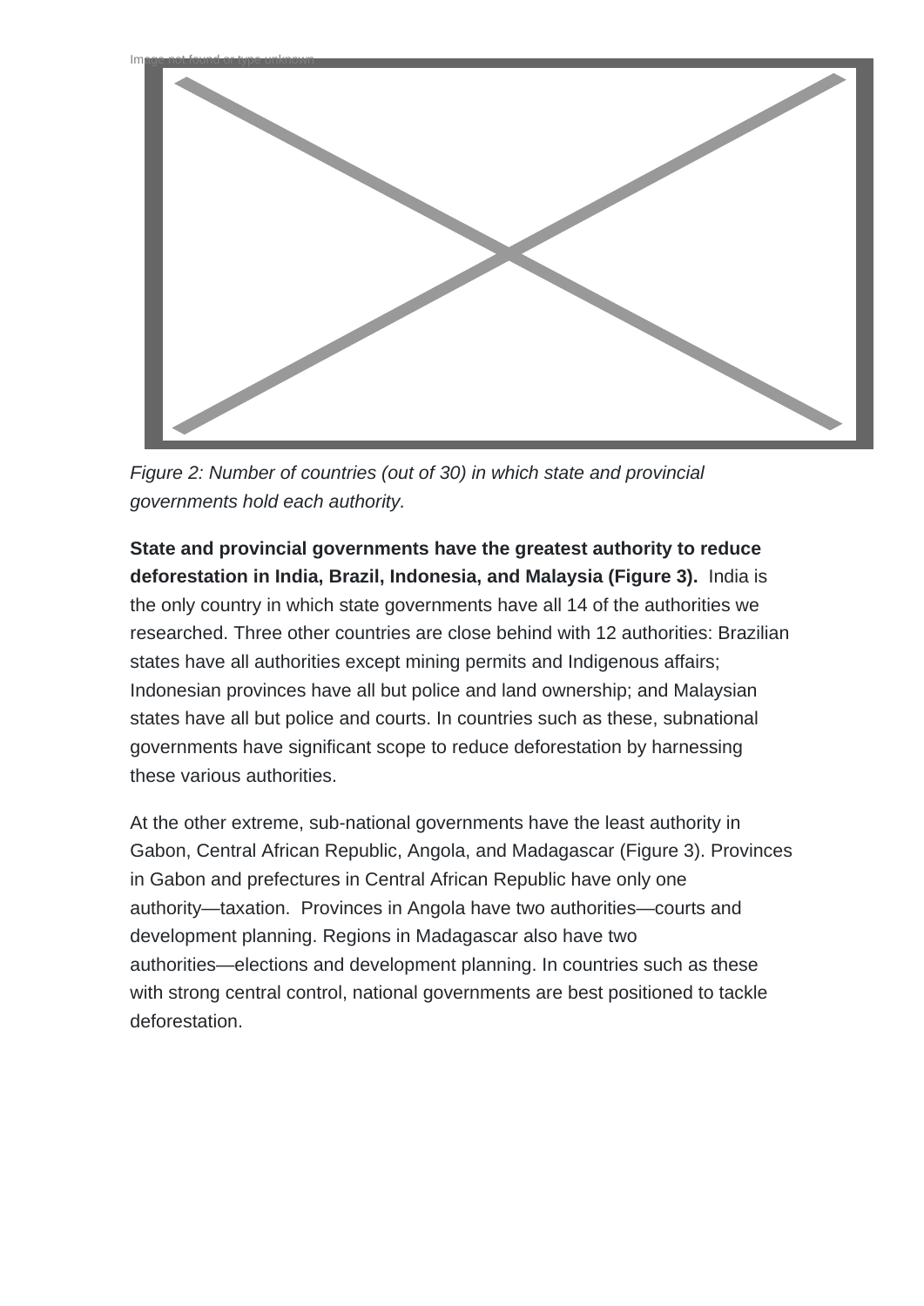*Figure 2: Number of countries (out of 30) in which state and provincial governments hold each authority.*

**State and provincial governments have the greatest authority to reduce deforestation in India, Brazil, Indonesia, and Malaysia (Figure 3).** India is the only country in which state governments have all 14 of the authorities we researched. Three other countries are close behind with 12 authorities: Brazilian states have all authorities except mining permits and Indigenous affairs; Indonesian provinces have all but police and land ownership; and Malaysian states have all but police and courts. In countries such as these, subnational governments have significant scope to reduce deforestation by harnessing these various authorities.

At the other extreme, sub-national governments have the least authority in Gabon, Central African Republic, Angola, and Madagascar (Figure 3). Provinces in Gabon and prefectures in Central African Republic have only one authority—taxation. Provinces in Angola have two authorities—courts and development planning. Regions in Madagascar also have two authorities—elections and development planning. In countries such as these with strong central control, national governments are best positioned to tackle deforestation.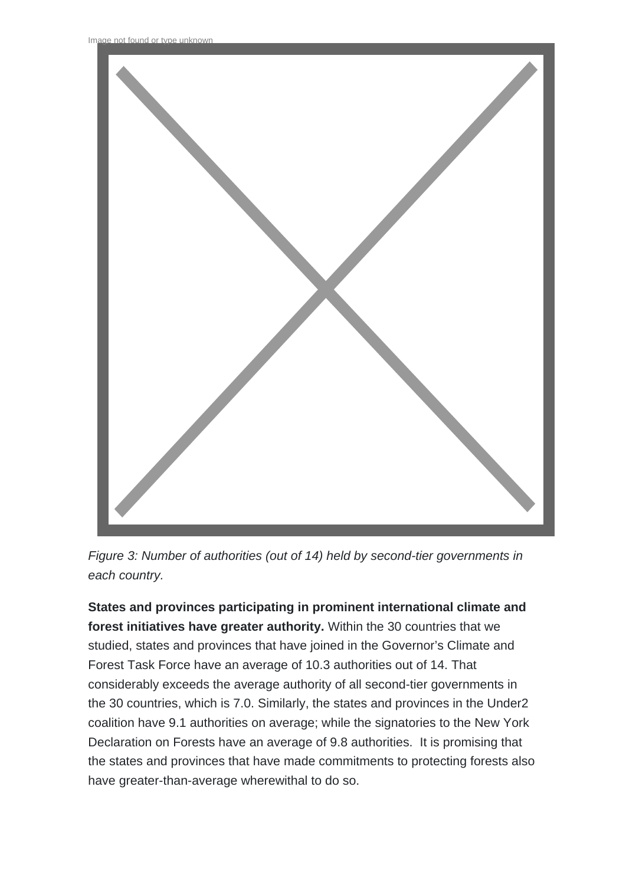Image not found or type unknown

*Figure 3: Number of authorities (out of 14) held by second-tier governments in each country.*

**States and provinces participating in prominent international climate and forest initiatives have greater authority.** Within the 30 countries that we studied, states and provinces that have joined in the Governor's Climate and Forest Task Force have an average of 10.3 authorities out of 14. That considerably exceeds the average authority of all second-tier governments in the 30 countries, which is 7.0. Similarly, the states and provinces in the Under2 coalition have 9.1 authorities on average; while the signatories to the New York Declaration on Forests have an average of 9.8 authorities. It is promising that the states and provinces that have made commitments to protecting forests also have greater-than-average wherewithal to do so.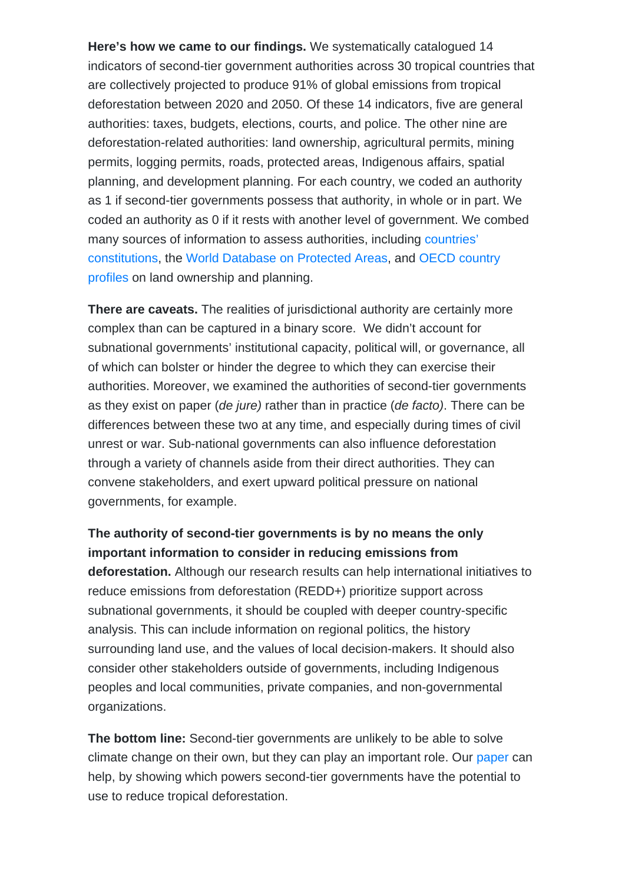**Here's how we came to our findings.** We systematically catalogued 14 indicators of second-tier government authorities across 30 tropical countries that are collectively projected to produce 91% of global emissions from tropical deforestation between 2020 and 2050. Of these 14 indicators, five are general authorities: taxes, budgets, elections, courts, and police. The other nine are deforestation-related authorities: land ownership, agricultural permits, mining permits, logging permits, roads, protected areas, Indigenous affairs, spatial planning, and development planning. For each country, we coded an authority as 1 if second-tier governments possess that authority, in whole or in part. We coded an authority as 0 if it rests with another level of government. We combed many sources of information to assess authorities, including countries' constitutions, the World Database on Protected Areas, and OECD country profiles on land ownership and planning.

**There are caveats.** The realities of jurisdictional authority are certainly more complex than can be captured in a binary score. We didn't account for subnational governments' institutional capacity, political will, or governance, all of which can bolster or hinder the degree to which they can exercise their authorities. Moreover, we examined the authorities of second-tier governments as they exist on paper (*de jure)* rather than in practice (*de facto)*. There can be differences between these two at any time, and especially during times of civil unrest or war. Sub-national governments can also influence deforestation through a variety of channels aside from their direct authorities. They can convene stakeholders, and exert upward political pressure on national governments, for example.

**The authority of second-tier governments is by no means the only important information to consider in reducing emissions from deforestation.** Although our research results can help international initiatives to reduce emissions from deforestation (REDD+) prioritize support across subnational governments, it should be coupled with deeper country-specific analysis. This can include information on regional politics, the history surrounding land use, and the values of local decision-makers. It should also consider other stakeholders outside of governments, including Indigenous peoples and local communities, private companies, and non-governmental organizations.

**The bottom line:** Second-tier governments are unlikely to be able to solve climate change on their own, but they can play an important role. Our paper can help, by showing which powers second-tier governments have the potential to use to reduce tropical deforestation.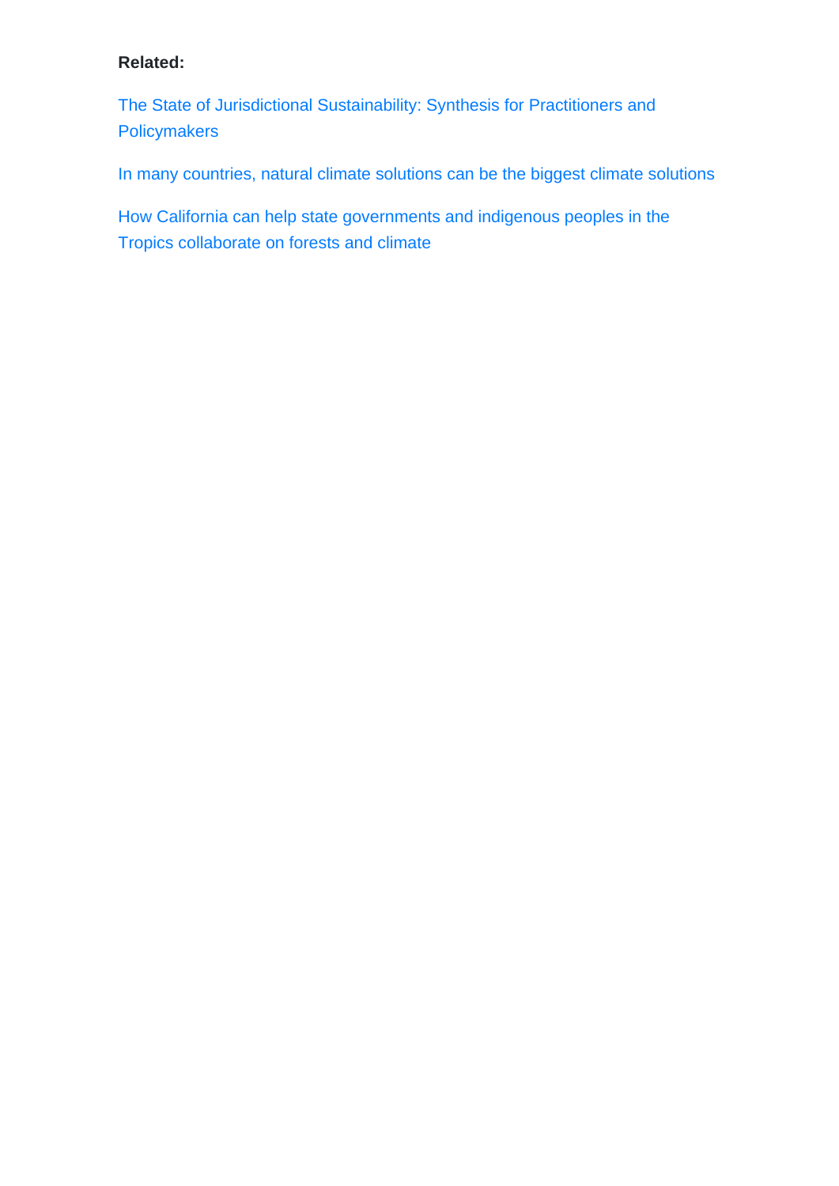**Related:**

The State of Jurisdictional Sustainability: Synthesis for Practitioners and Policymakers

In many countries, natural climate solutions can be the biggest climate solutions

How California can help state governments and indigenous peoples in the Tropics collaborate on forests and climate